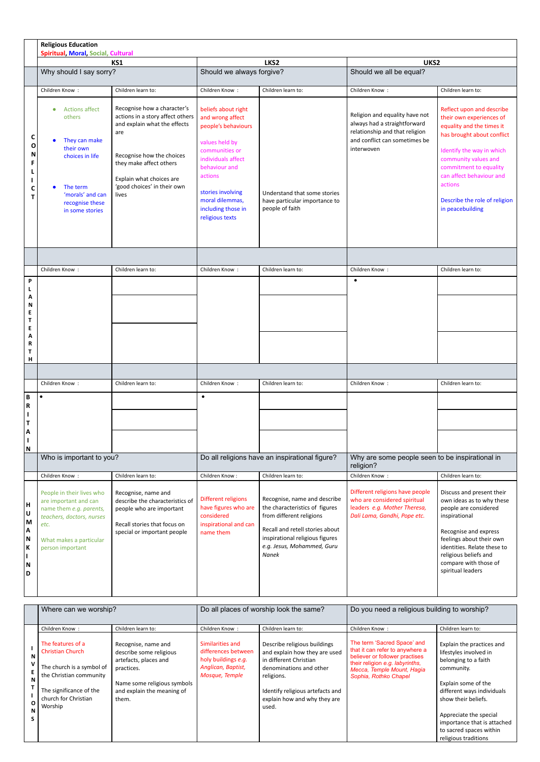**Religious Education**

Spiritual, Moral, Social, Cultural

| | KS1 | | LKS2 | | UKS2 | |
|---|---|---|---|---|---|---|
| | Why should I say sorry? | | Should we always forgive? | | Should we all be equal? | |
| | Children Know : | Children learn to: | Children Know : | Children learn to: | Children Know : | Children learn to: |
| CONFLICT | • Actions affect others<br><br>• They can make their own choices in life<br><br>• The term 'morals' and can recognise these in some stories | Recognise how a character's actions in a story affect others and explain what the effects are<br><br>Recognise how the choices they make affect others<br><br>Explain what choices are 'good choices' in their own lives | beliefs about right and wrong affect people's behaviours<br><br>values held by communities or individuals affect behaviour and actions<br><br>stories involving moral dilemmas, including those in religious texts | Understand that some stories have particular importance to people of faith | Religion and equality have not always had a straightforward relationship and that religion and conflict can sometimes be interwoven | Reflect upon and describe their own experiences of equality and the times it has brought about conflict<br><br>Identify the way in which community values and commitment to equality can affect behaviour and actions<br><br>Describe the role of religion in peacebuilding |
| | | | | | | |
| | Children Know : | Children learn to: | Children Know : | Children learn to: | Children Know : | Children learn to: |
| PLANET EARTH | | | | | • | |
| | | | | | | |
| | Children Know : | Children learn to: | Children Know : | Children learn to: | Children Know : | Children learn to: |
| BRITAIN | • | | • | | | |
| | Who is important to you? | | Do all religions have an inspirational figure? | | Why are some people seen to be inspirational in religion? | |
| | Children Know : | Children learn to: | Children Know : | Children learn to: | Children Know : | Children learn to: |
| HUMANKIND | People in their lives who are important and can name them *e.g. parents, teachers, doctors, nurses etc.*<br><br>What makes a particular person important | Recognise, name and describe the characteristics of people who are important<br><br>Recall stories that focus on special or important people | Different religions have figures who are considered inspirational and can name them | Recognise, name and describe the characteristics of figures from different religions<br><br>Recall and retell stories about inspirational religious figures *e.g. Jesus, Mohammed, Guru Nanek* | Different religions have people who are considered spiritual leaders *e.g. Mother Theresa, Dali Lama, Gandhi, Pope etc.* | Discuss and present their own ideas as to why these people are considered inspirational<br><br>Recognise and express feelings about their own identities. Relate these to religious beliefs and compare with those of spiritual leaders |

| | Where can we worship? | | Do all places of worship look the same? | | Do you need a religious building to worship? | |
|---|---|---|---|---|---|---|
| | Children Know : | Children learn to: | Children Know : | Children learn to: | Children Know : | Children learn to: |
| INVENTIONS | The features of a Christian Church<br><br>The church is a symbol of the Christian community<br><br>The significance of the church for Christian Worship | Recognise, name and describe some religious artefacts, places and practices.<br><br>Name some religious symbols and explain the meaning of them. | Similarities and differences between holy buildings *e.g. Anglican, Baptist, Mosque, Temple* | Describe religious buildings and explain how they are used in different Christian denominations and other religions.<br><br>Identify religious artefacts and explain how and why they are used. | The term 'Sacred Space' and that it can refer to anywhere a believer or follower practises their religion *e.g. labyrinths, Mecca, Temple Mount, Hagia Sophia, Rothko Chapel* | Explain the practices and lifestyles involved in belonging to a faith community.<br><br>Explain some of the different ways individuals show their beliefs.<br><br>Appreciate the special importance that is attached to sacred spaces within religious traditions |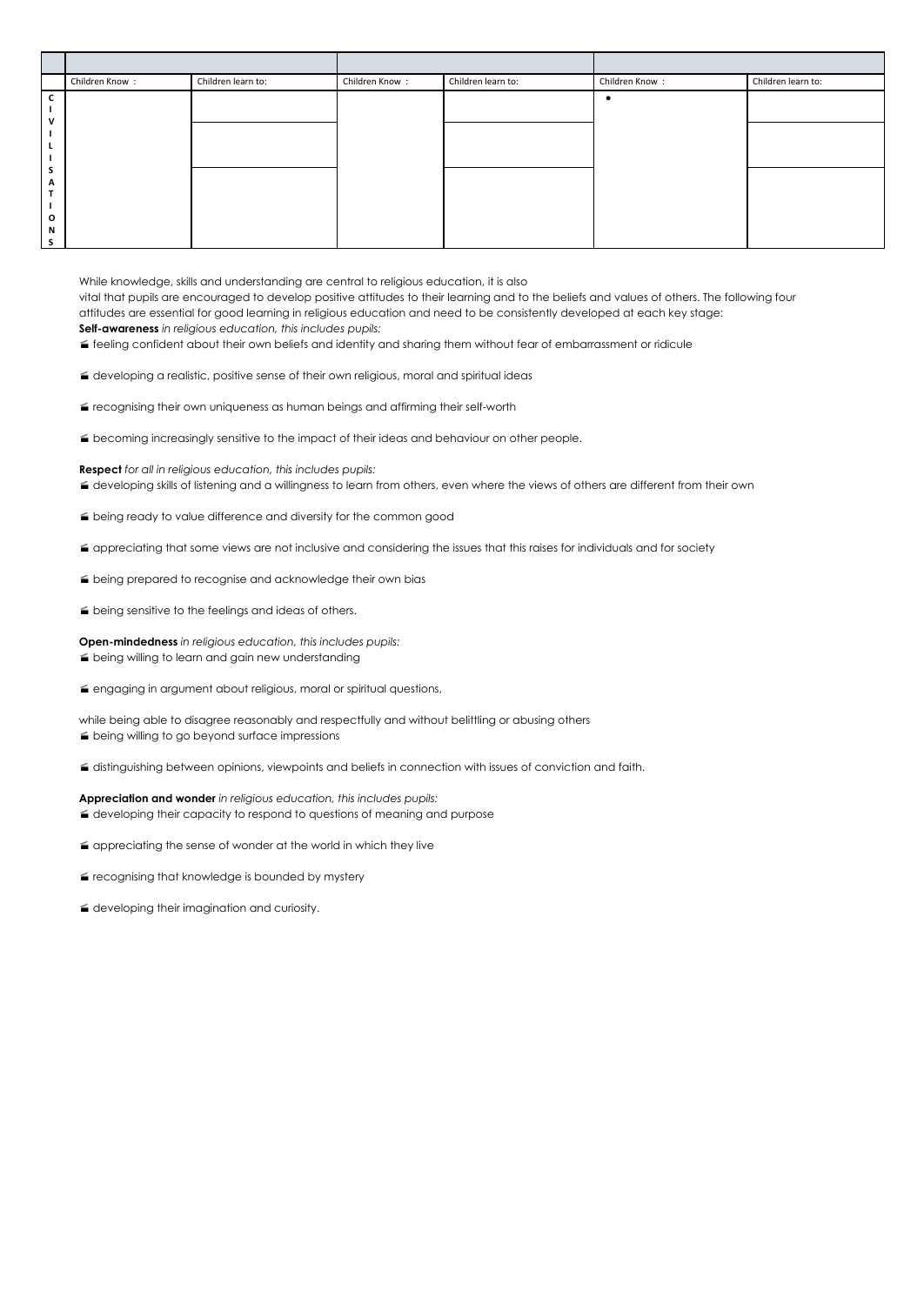| | | | | | | |
|---|---|---|---|---|---|---|
| | Children Know : | Children learn to: | Children Know : | Children learn to: | Children Know : | Children learn to: |
| CIVILISATIONS | | | | | • | |

While knowledge, skills and understanding are central to religious education, it is also vital that pupils are encouraged to develop positive attitudes to their learning and to the beliefs and values of others. The following four attitudes are essential for good learning in religious education and need to be consistently developed at each key stage:

**Self-awareness** *in religious education, this includes pupils:*

- feeling confident about their own beliefs and identity and sharing them without fear of embarrassment or ridicule
- developing a realistic, positive sense of their own religious, moral and spiritual ideas
- recognising their own uniqueness as human beings and affirming their self-worth
- becoming increasingly sensitive to the impact of their ideas and behaviour on other people.

**Respect** *for all in religious education, this includes pupils:*

- developing skills of listening and a willingness to learn from others, even where the views of others are different from their own
- being ready to value difference and diversity for the common good
- appreciating that some views are not inclusive and considering the issues that this raises for individuals and for society
- being prepared to recognise and acknowledge their own bias
- being sensitive to the feelings and ideas of others.

**Open-mindedness** *in religious education, this includes pupils:*

- being willing to learn and gain new understanding
- engaging in argument about religious, moral or spiritual questions,

while being able to disagree reasonably and respectfully and without belittling or abusing others

- being willing to go beyond surface impressions
- distinguishing between opinions, viewpoints and beliefs in connection with issues of conviction and faith.

**Appreciation and wonder** *in religious education, this includes pupils:*

- developing their capacity to respond to questions of meaning and purpose
- appreciating the sense of wonder at the world in which they live
- recognising that knowledge is bounded by mystery
- developing their imagination and curiosity.